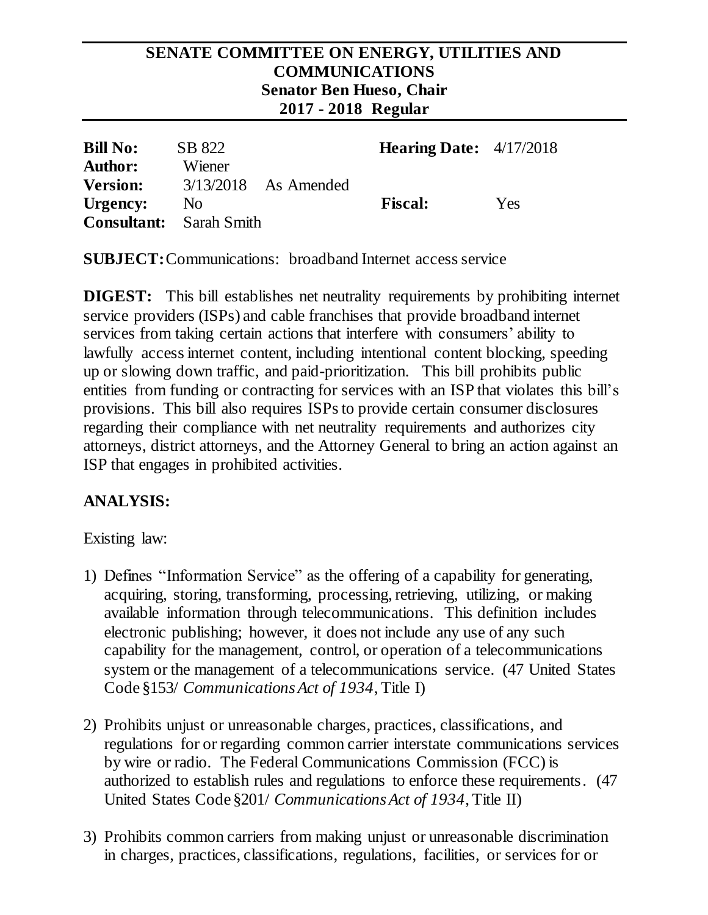# SENATE COMMITTEE ON ENERGY, UTILITIES AND COMMUNICATIONS

**Senator Ben Hueso, Chair**

**2017 - 2018 Regular**

| | | | |
|---|---|---|---|
| **Bill No:** | SB 822 | **Hearing Date:** | 4/17/2018 |
| **Author:** | Wiener | | |
| **Version:** | 3/13/2018 As Amended | | |
| **Urgency:** | No | **Fiscal:** | Yes |
| **Consultant:** | Sarah Smith | | |

**SUBJECT:** Communications: broadband Internet access service

**DIGEST:** This bill establishes net neutrality requirements by prohibiting internet service providers (ISPs) and cable franchises that provide broadband internet services from taking certain actions that interfere with consumers' ability to lawfully access internet content, including intentional content blocking, speeding up or slowing down traffic, and paid-prioritization. This bill prohibits public entities from funding or contracting for services with an ISP that violates this bill's provisions. This bill also requires ISPs to provide certain consumer disclosures regarding their compliance with net neutrality requirements and authorizes city attorneys, district attorneys, and the Attorney General to bring an action against an ISP that engages in prohibited activities.

## ANALYSIS:

Existing law:

1) Defines "Information Service" as the offering of a capability for generating, acquiring, storing, transforming, processing, retrieving, utilizing, or making available information through telecommunications. This definition includes electronic publishing; however, it does not include any use of any such capability for the management, control, or operation of a telecommunications system or the management of a telecommunications service. (47 United States Code §153/ *Communications Act of 1934*, Title I)

2) Prohibits unjust or unreasonable charges, practices, classifications, and regulations for or regarding common carrier interstate communications services by wire or radio. The Federal Communications Commission (FCC) is authorized to establish rules and regulations to enforce these requirements. (47 United States Code §201/ *Communications Act of 1934*, Title II)

3) Prohibits common carriers from making unjust or unreasonable discrimination in charges, practices, classifications, regulations, facilities, or services for or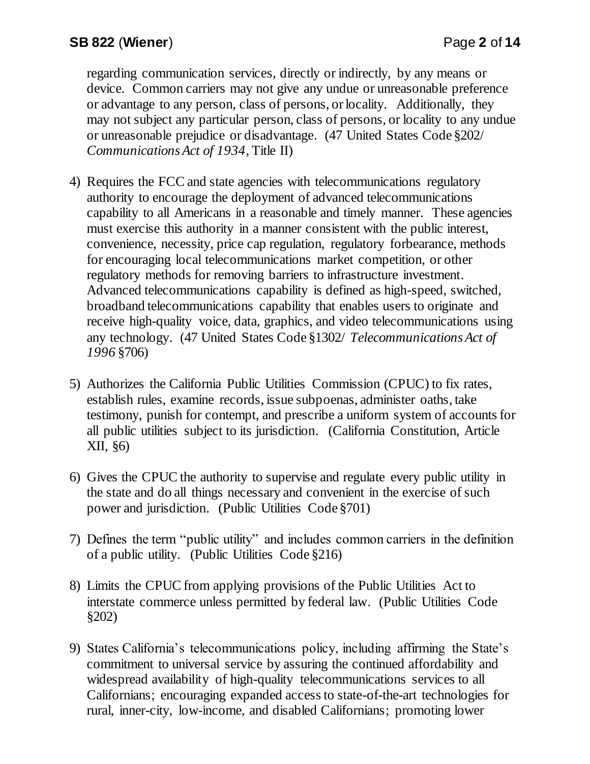regarding communication services, directly or indirectly, by any means or device. Common carriers may not give any undue or unreasonable preference or advantage to any person, class of persons, or locality. Additionally, they may not subject any particular person, class of persons, or locality to any undue or unreasonable prejudice or disadvantage. (47 United States Code §202/ *Communications Act of 1934*, Title II)

4) Requires the FCC and state agencies with telecommunications regulatory authority to encourage the deployment of advanced telecommunications capability to all Americans in a reasonable and timely manner. These agencies must exercise this authority in a manner consistent with the public interest, convenience, necessity, price cap regulation, regulatory forbearance, methods for encouraging local telecommunications market competition, or other regulatory methods for removing barriers to infrastructure investment. Advanced telecommunications capability is defined as high-speed, switched, broadband telecommunications capability that enables users to originate and receive high-quality voice, data, graphics, and video telecommunications using any technology. (47 United States Code §1302/ *Telecommunications Act of 1996* §706)

5) Authorizes the California Public Utilities Commission (CPUC) to fix rates, establish rules, examine records, issue subpoenas, administer oaths, take testimony, punish for contempt, and prescribe a uniform system of accounts for all public utilities subject to its jurisdiction. (California Constitution, Article XII, §6)

6) Gives the CPUC the authority to supervise and regulate every public utility in the state and do all things necessary and convenient in the exercise of such power and jurisdiction. (Public Utilities Code §701)

7) Defines the term "public utility" and includes common carriers in the definition of a public utility. (Public Utilities Code §216)

8) Limits the CPUC from applying provisions of the Public Utilities Act to interstate commerce unless permitted by federal law. (Public Utilities Code §202)

9) States California's telecommunications policy, including affirming the State's commitment to universal service by assuring the continued affordability and widespread availability of high-quality telecommunications services to all Californians; encouraging expanded access to state-of-the-art technologies for rural, inner-city, low-income, and disabled Californians; promoting lower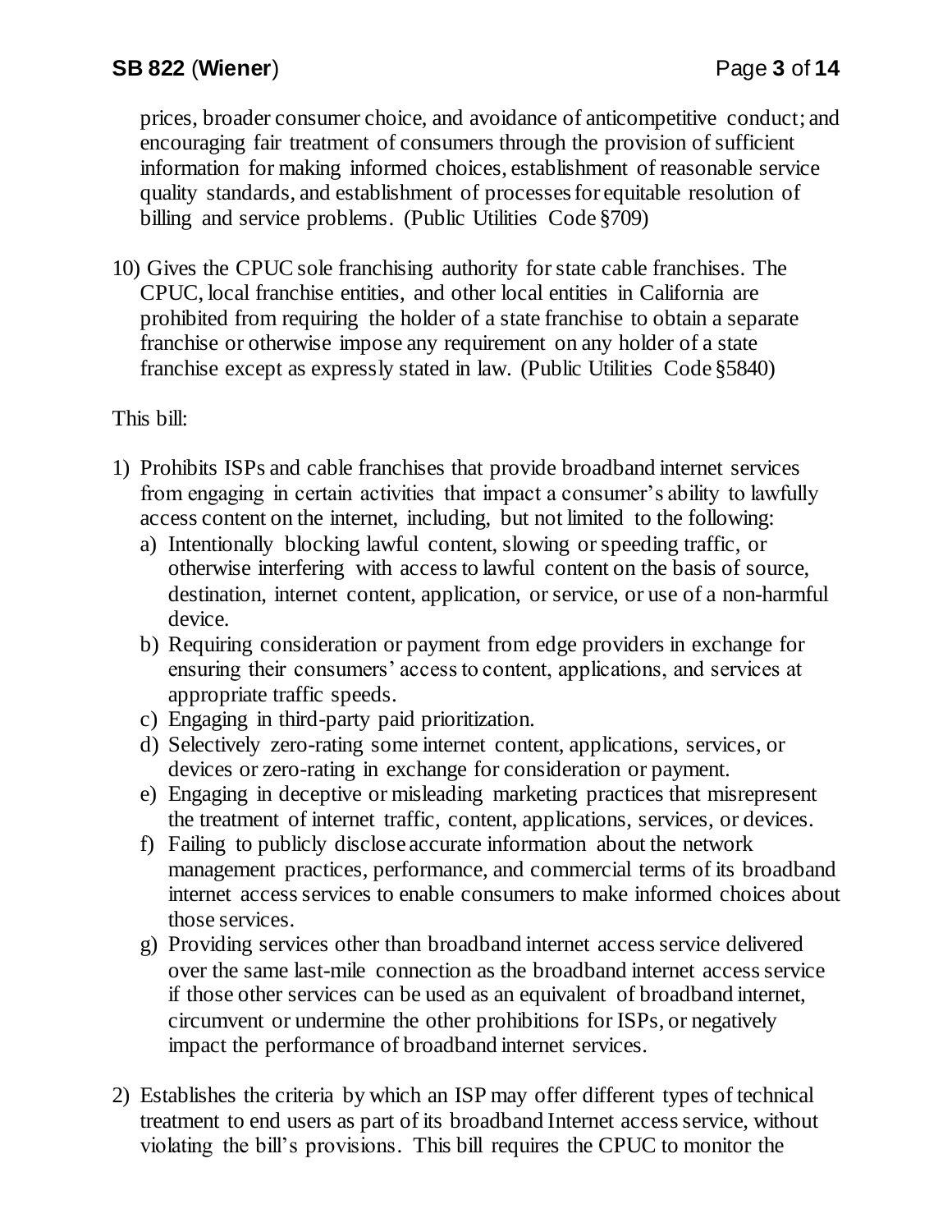prices, broader consumer choice, and avoidance of anticompetitive conduct; and encouraging fair treatment of consumers through the provision of sufficient information for making informed choices, establishment of reasonable service quality standards, and establishment of processes for equitable resolution of billing and service problems. (Public Utilities Code §709)

10) Gives the CPUC sole franchising authority for state cable franchises. The CPUC, local franchise entities, and other local entities in California are prohibited from requiring the holder of a state franchise to obtain a separate franchise or otherwise impose any requirement on any holder of a state franchise except as expressly stated in law. (Public Utilities Code §5840)

This bill:

1) Prohibits ISPs and cable franchises that provide broadband internet services from engaging in certain activities that impact a consumer's ability to lawfully access content on the internet, including, but not limited to the following:
   a) Intentionally blocking lawful content, slowing or speeding traffic, or otherwise interfering with access to lawful content on the basis of source, destination, internet content, application, or service, or use of a non-harmful device.
   b) Requiring consideration or payment from edge providers in exchange for ensuring their consumers' access to content, applications, and services at appropriate traffic speeds.
   c) Engaging in third-party paid prioritization.
   d) Selectively zero-rating some internet content, applications, services, or devices or zero-rating in exchange for consideration or payment.
   e) Engaging in deceptive or misleading marketing practices that misrepresent the treatment of internet traffic, content, applications, services, or devices.
   f) Failing to publicly disclose accurate information about the network management practices, performance, and commercial terms of its broadband internet access services to enable consumers to make informed choices about those services.
   g) Providing services other than broadband internet access service delivered over the same last-mile connection as the broadband internet access service if those other services can be used as an equivalent of broadband internet, circumvent or undermine the other prohibitions for ISPs, or negatively impact the performance of broadband internet services.

2) Establishes the criteria by which an ISP may offer different types of technical treatment to end users as part of its broadband Internet access service, without violating the bill's provisions. This bill requires the CPUC to monitor the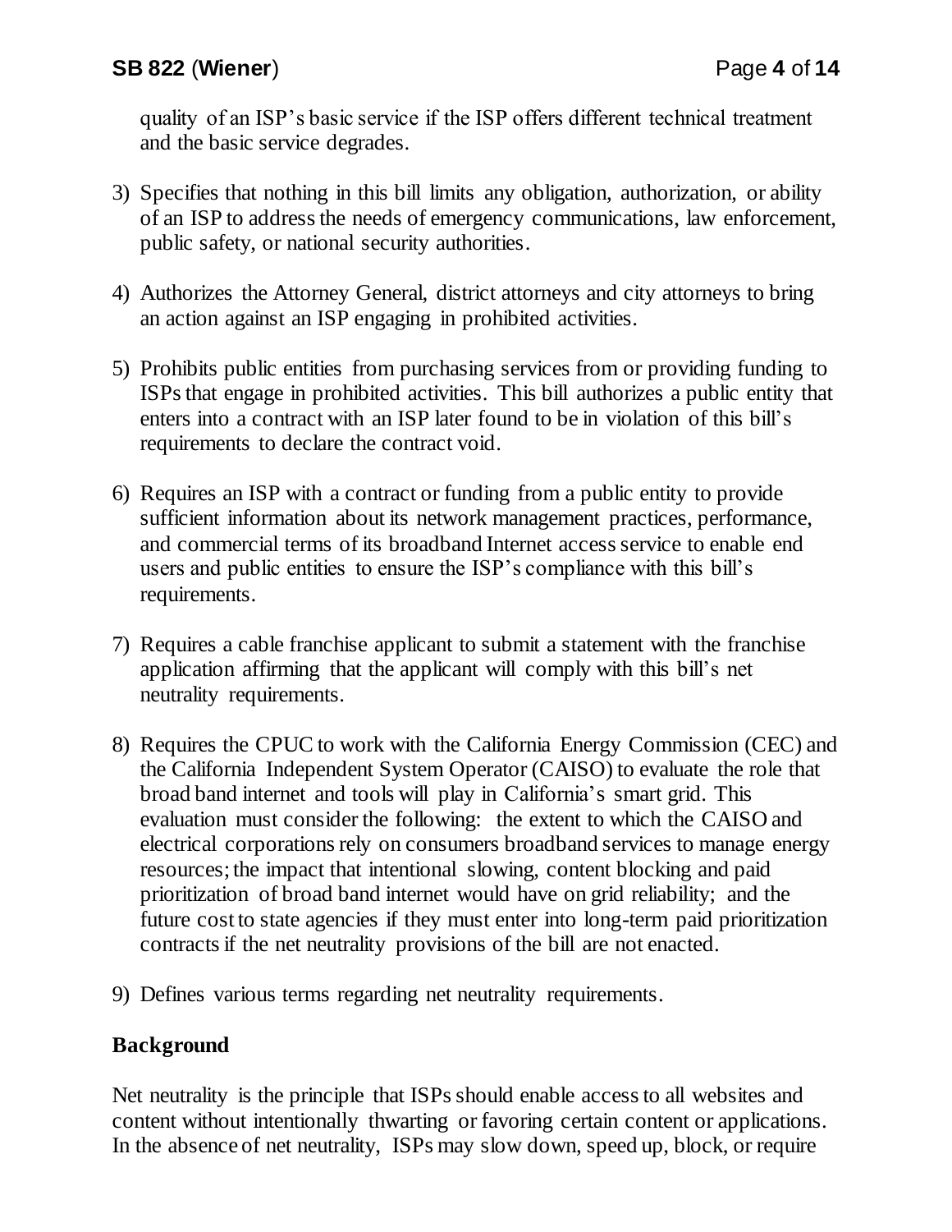quality of an ISP's basic service if the ISP offers different technical treatment and the basic service degrades.

3) Specifies that nothing in this bill limits any obligation, authorization, or ability of an ISP to address the needs of emergency communications, law enforcement, public safety, or national security authorities.

4) Authorizes the Attorney General, district attorneys and city attorneys to bring an action against an ISP engaging in prohibited activities.

5) Prohibits public entities from purchasing services from or providing funding to ISPs that engage in prohibited activities. This bill authorizes a public entity that enters into a contract with an ISP later found to be in violation of this bill's requirements to declare the contract void.

6) Requires an ISP with a contract or funding from a public entity to provide sufficient information about its network management practices, performance, and commercial terms of its broadband Internet access service to enable end users and public entities to ensure the ISP's compliance with this bill's requirements.

7) Requires a cable franchise applicant to submit a statement with the franchise application affirming that the applicant will comply with this bill's net neutrality requirements.

8) Requires the CPUC to work with the California Energy Commission (CEC) and the California Independent System Operator (CAISO) to evaluate the role that broad band internet and tools will play in California's smart grid. This evaluation must consider the following: the extent to which the CAISO and electrical corporations rely on consumers broadband services to manage energy resources; the impact that intentional slowing, content blocking and paid prioritization of broad band internet would have on grid reliability; and the future cost to state agencies if they must enter into long-term paid prioritization contracts if the net neutrality provisions of the bill are not enacted.

9) Defines various terms regarding net neutrality requirements.

## Background

Net neutrality is the principle that ISPs should enable access to all websites and content without intentionally thwarting or favoring certain content or applications. In the absence of net neutrality, ISPs may slow down, speed up, block, or require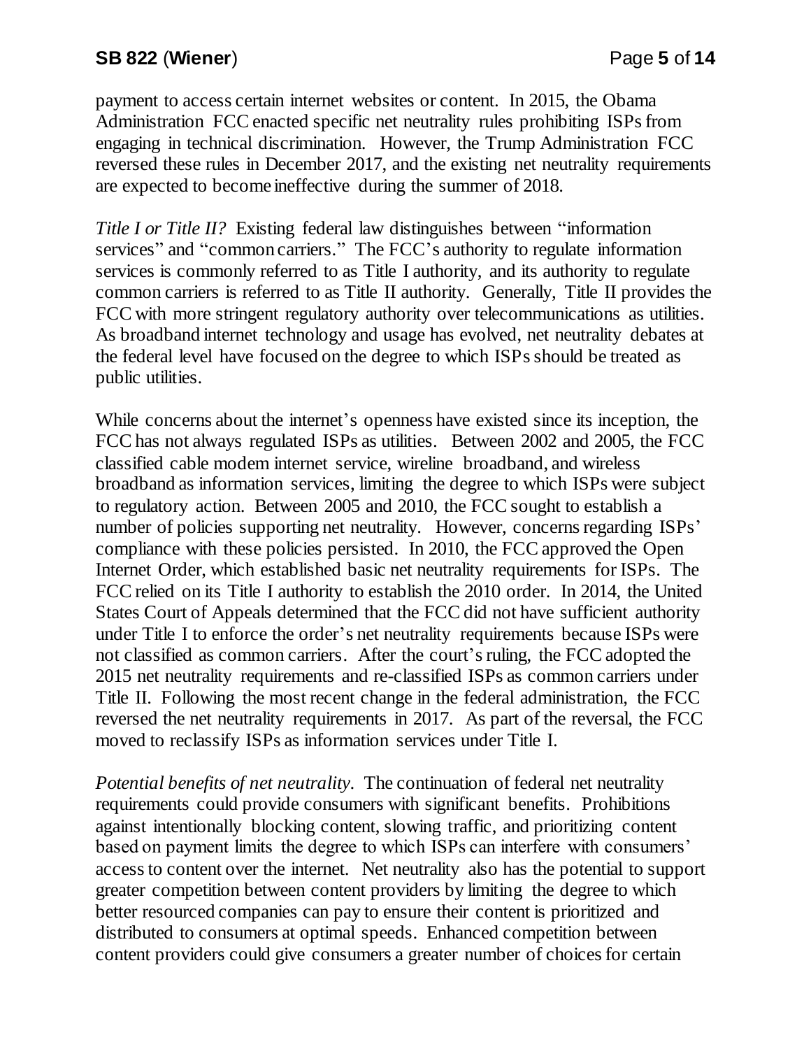payment to access certain internet websites or content. In 2015, the Obama Administration FCC enacted specific net neutrality rules prohibiting ISPs from engaging in technical discrimination. However, the Trump Administration FCC reversed these rules in December 2017, and the existing net neutrality requirements are expected to become ineffective during the summer of 2018.

*Title I or Title II?* Existing federal law distinguishes between "information services" and "common carriers." The FCC's authority to regulate information services is commonly referred to as Title I authority, and its authority to regulate common carriers is referred to as Title II authority. Generally, Title II provides the FCC with more stringent regulatory authority over telecommunications as utilities. As broadband internet technology and usage has evolved, net neutrality debates at the federal level have focused on the degree to which ISPs should be treated as public utilities.

While concerns about the internet's openness have existed since its inception, the FCC has not always regulated ISPs as utilities. Between 2002 and 2005, the FCC classified cable modem internet service, wireline broadband, and wireless broadband as information services, limiting the degree to which ISPs were subject to regulatory action. Between 2005 and 2010, the FCC sought to establish a number of policies supporting net neutrality. However, concerns regarding ISPs' compliance with these policies persisted. In 2010, the FCC approved the Open Internet Order, which established basic net neutrality requirements for ISPs. The FCC relied on its Title I authority to establish the 2010 order. In 2014, the United States Court of Appeals determined that the FCC did not have sufficient authority under Title I to enforce the order's net neutrality requirements because ISPs were not classified as common carriers. After the court's ruling, the FCC adopted the 2015 net neutrality requirements and re-classified ISPs as common carriers under Title II. Following the most recent change in the federal administration, the FCC reversed the net neutrality requirements in 2017. As part of the reversal, the FCC moved to reclassify ISPs as information services under Title I.

*Potential benefits of net neutrality.* The continuation of federal net neutrality requirements could provide consumers with significant benefits. Prohibitions against intentionally blocking content, slowing traffic, and prioritizing content based on payment limits the degree to which ISPs can interfere with consumers' access to content over the internet. Net neutrality also has the potential to support greater competition between content providers by limiting the degree to which better resourced companies can pay to ensure their content is prioritized and distributed to consumers at optimal speeds. Enhanced competition between content providers could give consumers a greater number of choices for certain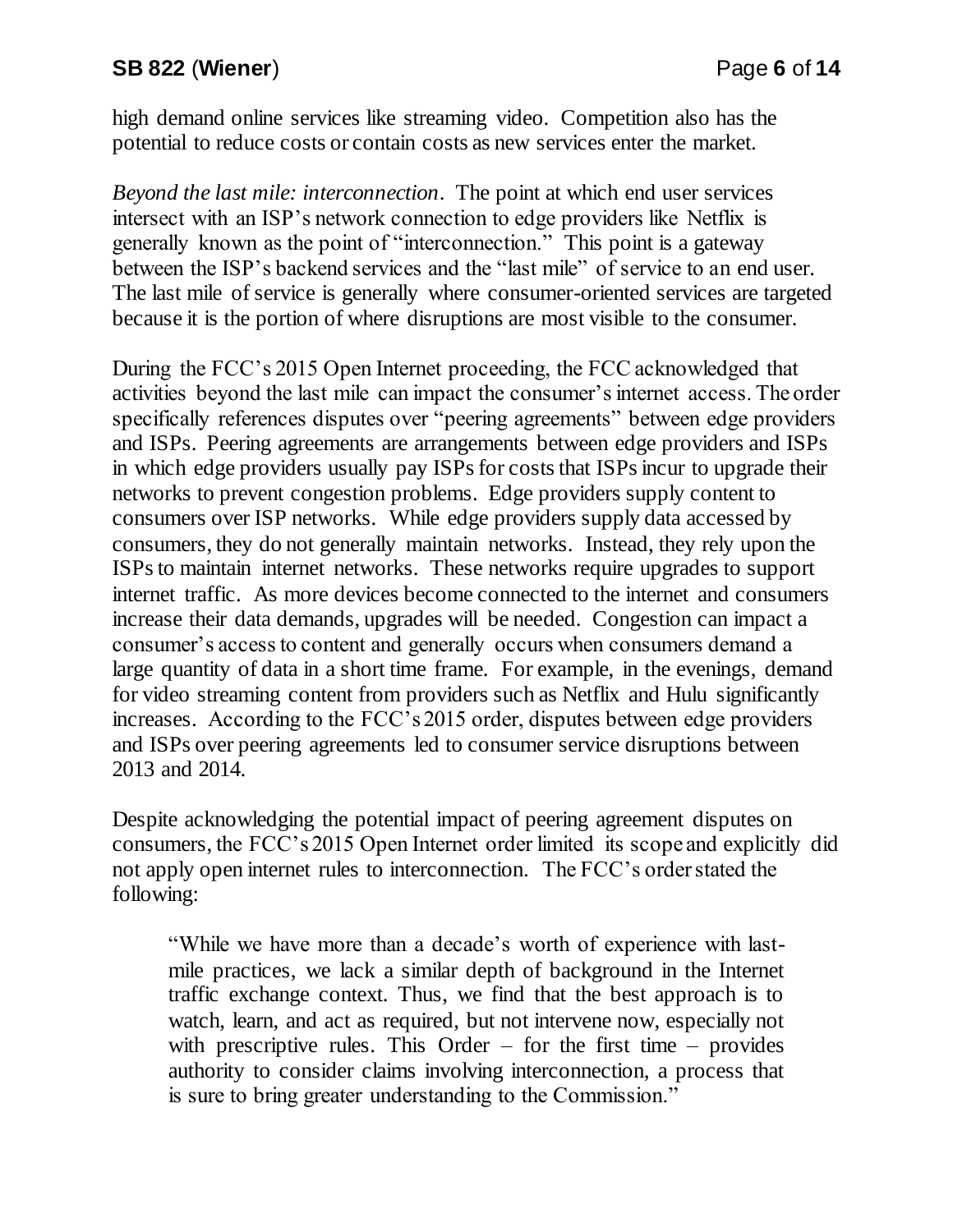high demand online services like streaming video. Competition also has the potential to reduce costs or contain costs as new services enter the market.

*Beyond the last mile: interconnection*. The point at which end user services intersect with an ISP's network connection to edge providers like Netflix is generally known as the point of "interconnection." This point is a gateway between the ISP's backend services and the "last mile" of service to an end user. The last mile of service is generally where consumer-oriented services are targeted because it is the portion of where disruptions are most visible to the consumer.

During the FCC's 2015 Open Internet proceeding, the FCC acknowledged that activities beyond the last mile can impact the consumer's internet access. The order specifically references disputes over "peering agreements" between edge providers and ISPs. Peering agreements are arrangements between edge providers and ISPs in which edge providers usually pay ISPs for costs that ISPs incur to upgrade their networks to prevent congestion problems. Edge providers supply content to consumers over ISP networks. While edge providers supply data accessed by consumers, they do not generally maintain networks. Instead, they rely upon the ISPs to maintain internet networks. These networks require upgrades to support internet traffic. As more devices become connected to the internet and consumers increase their data demands, upgrades will be needed. Congestion can impact a consumer's access to content and generally occurs when consumers demand a large quantity of data in a short time frame. For example, in the evenings, demand for video streaming content from providers such as Netflix and Hulu significantly increases. According to the FCC's 2015 order, disputes between edge providers and ISPs over peering agreements led to consumer service disruptions between 2013 and 2014.

Despite acknowledging the potential impact of peering agreement disputes on consumers, the FCC's 2015 Open Internet order limited its scope and explicitly did not apply open internet rules to interconnection. The FCC's order stated the following:

> "While we have more than a decade's worth of experience with last-mile practices, we lack a similar depth of background in the Internet traffic exchange context. Thus, we find that the best approach is to watch, learn, and act as required, but not intervene now, especially not with prescriptive rules. This Order – for the first time – provides authority to consider claims involving interconnection, a process that is sure to bring greater understanding to the Commission."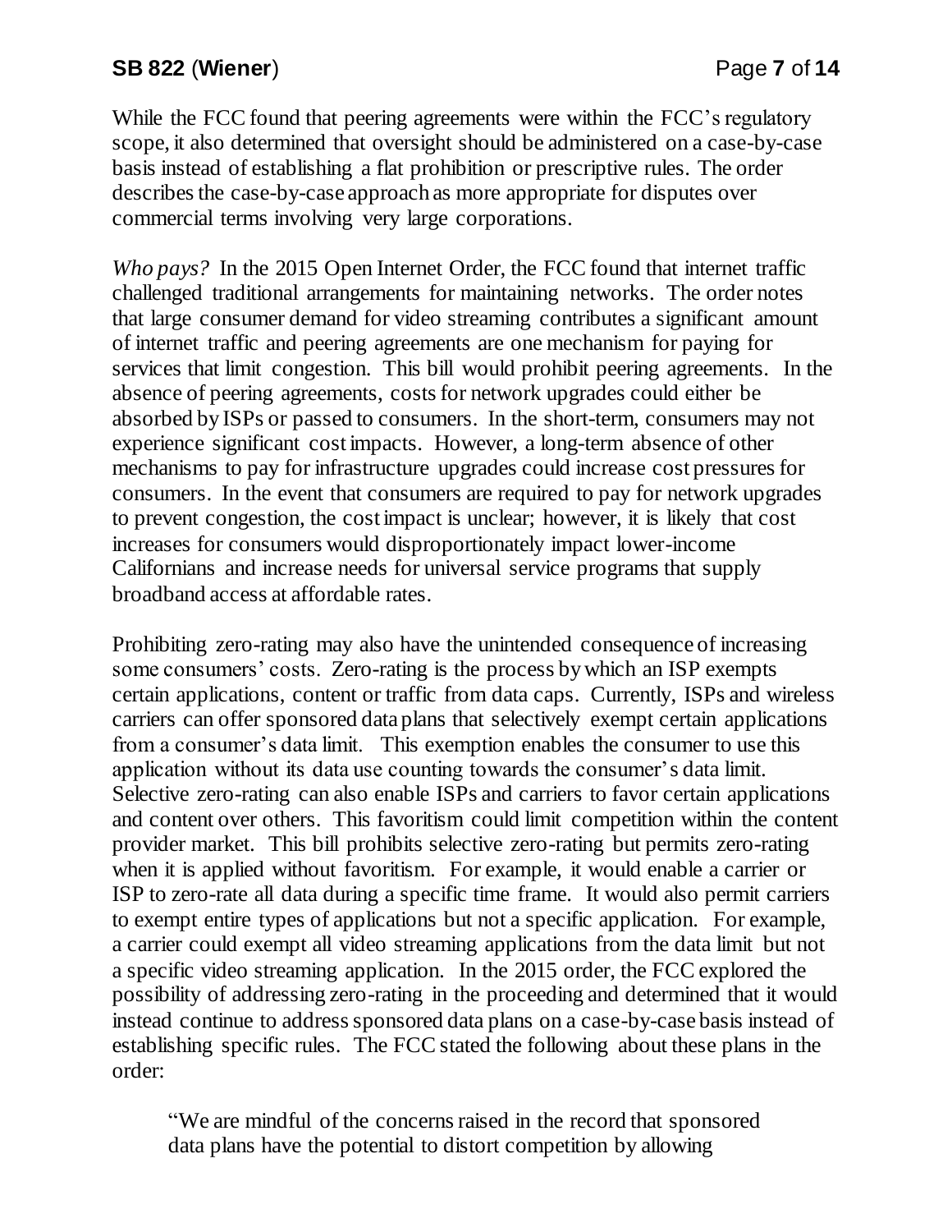While the FCC found that peering agreements were within the FCC's regulatory scope, it also determined that oversight should be administered on a case-by-case basis instead of establishing a flat prohibition or prescriptive rules. The order describes the case-by-case approach as more appropriate for disputes over commercial terms involving very large corporations.

*Who pays?* In the 2015 Open Internet Order, the FCC found that internet traffic challenged traditional arrangements for maintaining networks. The order notes that large consumer demand for video streaming contributes a significant amount of internet traffic and peering agreements are one mechanism for paying for services that limit congestion. This bill would prohibit peering agreements. In the absence of peering agreements, costs for network upgrades could either be absorbed by ISPs or passed to consumers. In the short-term, consumers may not experience significant cost impacts. However, a long-term absence of other mechanisms to pay for infrastructure upgrades could increase cost pressures for consumers. In the event that consumers are required to pay for network upgrades to prevent congestion, the cost impact is unclear; however, it is likely that cost increases for consumers would disproportionately impact lower-income Californians and increase needs for universal service programs that supply broadband access at affordable rates.

Prohibiting zero-rating may also have the unintended consequence of increasing some consumers' costs. Zero-rating is the process by which an ISP exempts certain applications, content or traffic from data caps. Currently, ISPs and wireless carriers can offer sponsored data plans that selectively exempt certain applications from a consumer's data limit. This exemption enables the consumer to use this application without its data use counting towards the consumer's data limit. Selective zero-rating can also enable ISPs and carriers to favor certain applications and content over others. This favoritism could limit competition within the content provider market. This bill prohibits selective zero-rating but permits zero-rating when it is applied without favoritism. For example, it would enable a carrier or ISP to zero-rate all data during a specific time frame. It would also permit carriers to exempt entire types of applications but not a specific application. For example, a carrier could exempt all video streaming applications from the data limit but not a specific video streaming application. In the 2015 order, the FCC explored the possibility of addressing zero-rating in the proceeding and determined that it would instead continue to address sponsored data plans on a case-by-case basis instead of establishing specific rules. The FCC stated the following about these plans in the order:

> "We are mindful of the concerns raised in the record that sponsored data plans have the potential to distort competition by allowing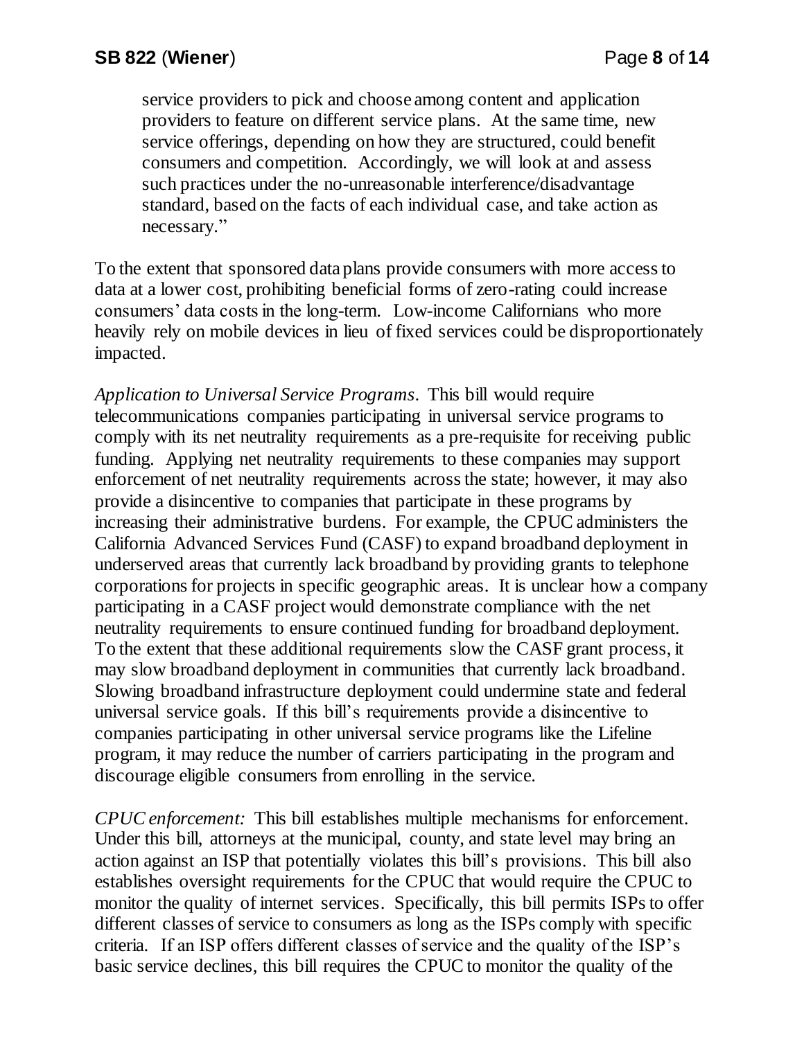> service providers to pick and choose among content and application providers to feature on different service plans. At the same time, new service offerings, depending on how they are structured, could benefit consumers and competition. Accordingly, we will look at and assess such practices under the no-unreasonable interference/disadvantage standard, based on the facts of each individual case, and take action as necessary."

To the extent that sponsored data plans provide consumers with more access to data at a lower cost, prohibiting beneficial forms of zero-rating could increase consumers' data costs in the long-term. Low-income Californians who more heavily rely on mobile devices in lieu of fixed services could be disproportionately impacted.

*Application to Universal Service Programs*. This bill would require telecommunications companies participating in universal service programs to comply with its net neutrality requirements as a pre-requisite for receiving public funding. Applying net neutrality requirements to these companies may support enforcement of net neutrality requirements across the state; however, it may also provide a disincentive to companies that participate in these programs by increasing their administrative burdens. For example, the CPUC administers the California Advanced Services Fund (CASF) to expand broadband deployment in underserved areas that currently lack broadband by providing grants to telephone corporations for projects in specific geographic areas. It is unclear how a company participating in a CASF project would demonstrate compliance with the net neutrality requirements to ensure continued funding for broadband deployment. To the extent that these additional requirements slow the CASF grant process, it may slow broadband deployment in communities that currently lack broadband. Slowing broadband infrastructure deployment could undermine state and federal universal service goals. If this bill's requirements provide a disincentive to companies participating in other universal service programs like the Lifeline program, it may reduce the number of carriers participating in the program and discourage eligible consumers from enrolling in the service.

*CPUC enforcement:* This bill establishes multiple mechanisms for enforcement. Under this bill, attorneys at the municipal, county, and state level may bring an action against an ISP that potentially violates this bill's provisions. This bill also establishes oversight requirements for the CPUC that would require the CPUC to monitor the quality of internet services. Specifically, this bill permits ISPs to offer different classes of service to consumers as long as the ISPs comply with specific criteria. If an ISP offers different classes of service and the quality of the ISP's basic service declines, this bill requires the CPUC to monitor the quality of the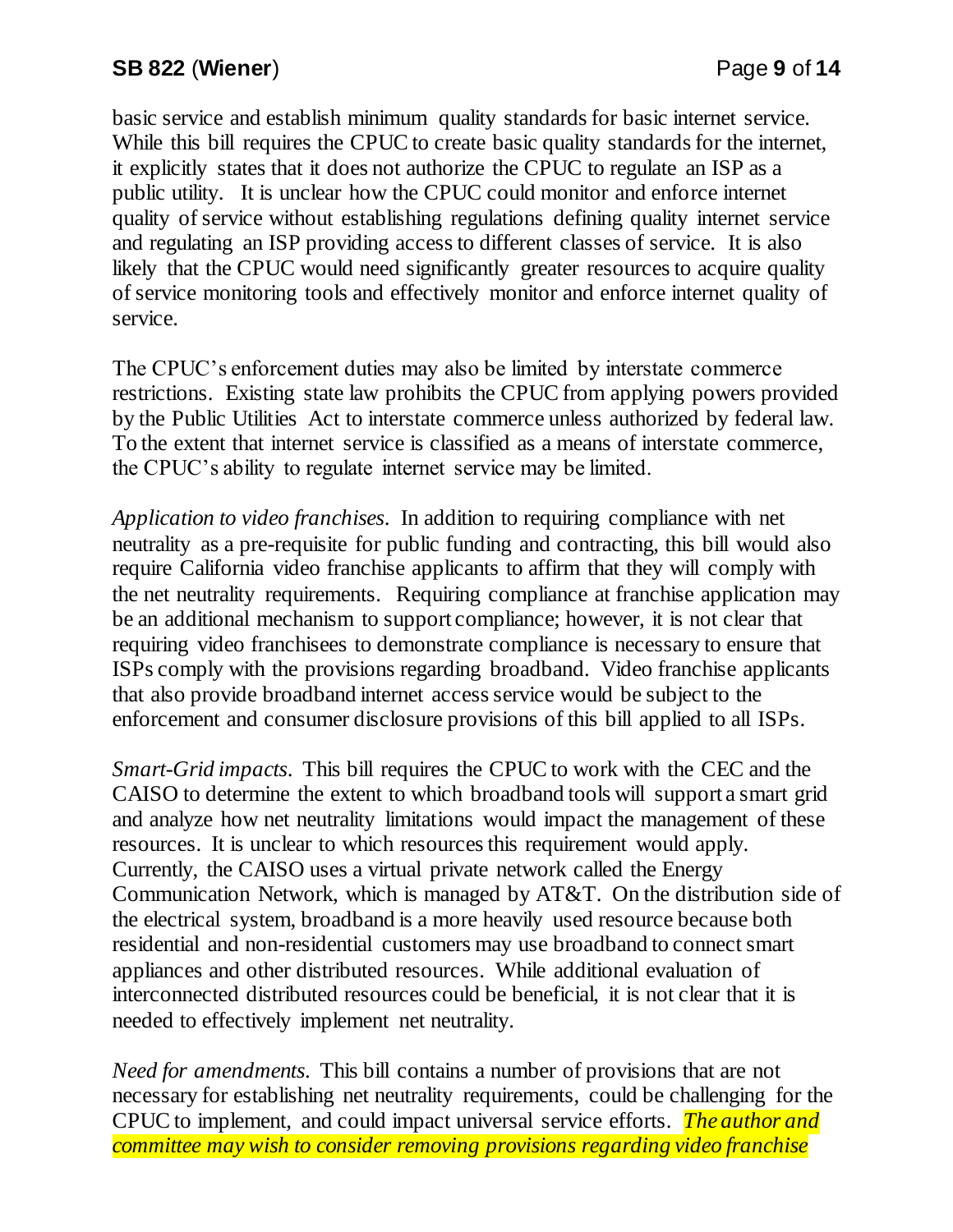basic service and establish minimum quality standards for basic internet service. While this bill requires the CPUC to create basic quality standards for the internet, it explicitly states that it does not authorize the CPUC to regulate an ISP as a public utility. It is unclear how the CPUC could monitor and enforce internet quality of service without establishing regulations defining quality internet service and regulating an ISP providing access to different classes of service. It is also likely that the CPUC would need significantly greater resources to acquire quality of service monitoring tools and effectively monitor and enforce internet quality of service.

The CPUC's enforcement duties may also be limited by interstate commerce restrictions. Existing state law prohibits the CPUC from applying powers provided by the Public Utilities Act to interstate commerce unless authorized by federal law. To the extent that internet service is classified as a means of interstate commerce, the CPUC's ability to regulate internet service may be limited.

*Application to video franchises.* In addition to requiring compliance with net neutrality as a pre-requisite for public funding and contracting, this bill would also require California video franchise applicants to affirm that they will comply with the net neutrality requirements. Requiring compliance at franchise application may be an additional mechanism to support compliance; however, it is not clear that requiring video franchisees to demonstrate compliance is necessary to ensure that ISPs comply with the provisions regarding broadband. Video franchise applicants that also provide broadband internet access service would be subject to the enforcement and consumer disclosure provisions of this bill applied to all ISPs.

*Smart-Grid impacts.* This bill requires the CPUC to work with the CEC and the CAISO to determine the extent to which broadband tools will support a smart grid and analyze how net neutrality limitations would impact the management of these resources. It is unclear to which resources this requirement would apply. Currently, the CAISO uses a virtual private network called the Energy Communication Network, which is managed by AT&T. On the distribution side of the electrical system, broadband is a more heavily used resource because both residential and non-residential customers may use broadband to connect smart appliances and other distributed resources. While additional evaluation of interconnected distributed resources could be beneficial, it is not clear that it is needed to effectively implement net neutrality.

*Need for amendments.* This bill contains a number of provisions that are not necessary for establishing net neutrality requirements, could be challenging for the CPUC to implement, and could impact universal service efforts. ***The author and committee may wish to consider removing provisions regarding video franchise***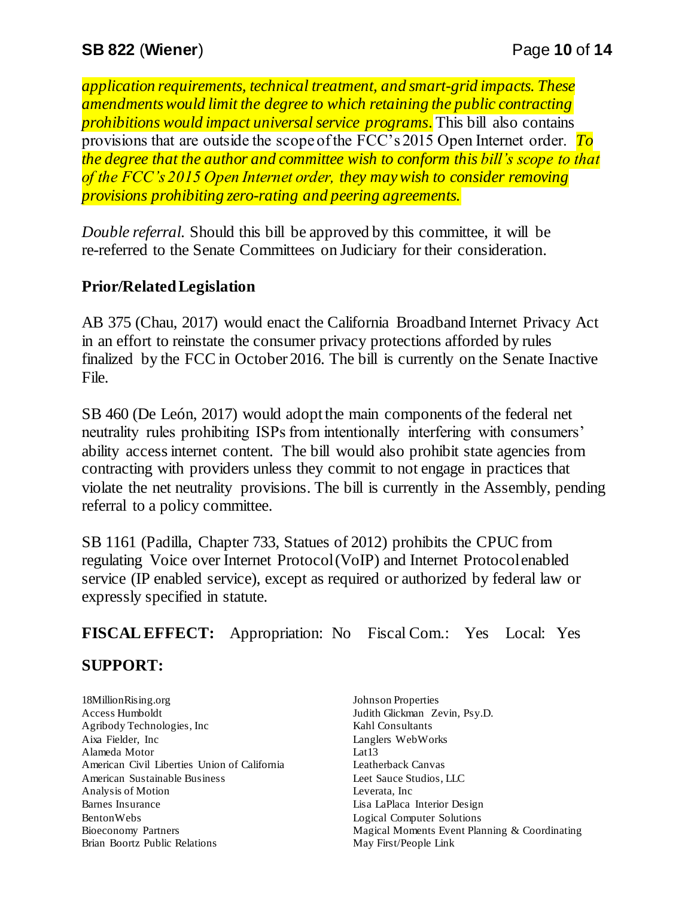*application requirements, technical treatment, and smart-grid impacts. These amendments would limit the degree to which retaining the public contracting prohibitions would impact universal service programs.* This bill also contains provisions that are outside the scope of the FCC's 2015 Open Internet order. *To the degree that the author and committee wish to conform this bill's scope to that of the FCC's 2015 Open Internet order, they may wish to consider removing provisions prohibiting zero-rating and peering agreements.*

*Double referral.* Should this bill be approved by this committee, it will be re-referred to the Senate Committees on Judiciary for their consideration.

## Prior/Related Legislation

AB 375 (Chau, 2017) would enact the California Broadband Internet Privacy Act in an effort to reinstate the consumer privacy protections afforded by rules finalized by the FCC in October 2016. The bill is currently on the Senate Inactive File.

SB 460 (De León, 2017) would adopt the main components of the federal net neutrality rules prohibiting ISPs from intentionally interfering with consumers' ability access internet content. The bill would also prohibit state agencies from contracting with providers unless they commit to not engage in practices that violate the net neutrality provisions. The bill is currently in the Assembly, pending referral to a policy committee.

SB 1161 (Padilla, Chapter 733, Statues of 2012) prohibits the CPUC from regulating Voice over Internet Protocol (VoIP) and Internet Protocol enabled service (IP enabled service), except as required or authorized by federal law or expressly specified in statute.

**FISCAL EFFECT:** Appropriation: No Fiscal Com.: Yes Local: Yes

## SUPPORT:

18MillionRising.org
Access Humboldt
Agribody Technologies, Inc
Aixa Fielder, Inc
Alameda Motor
American Civil Liberties Union of California
American Sustainable Business
Analysis of Motion
Barnes Insurance
BentonWebs
Bioeconomy Partners
Brian Boortz Public Relations
Johnson Properties
Judith Glickman Zevin, Psy.D.
Kahl Consultants
Langlers WebWorks
Lat13
Leatherback Canvas
Leet Sauce Studios, LLC
Leverata, Inc
Lisa LaPlaca Interior Design
Logical Computer Solutions
Magical Moments Event Planning & Coordinating
May First/People Link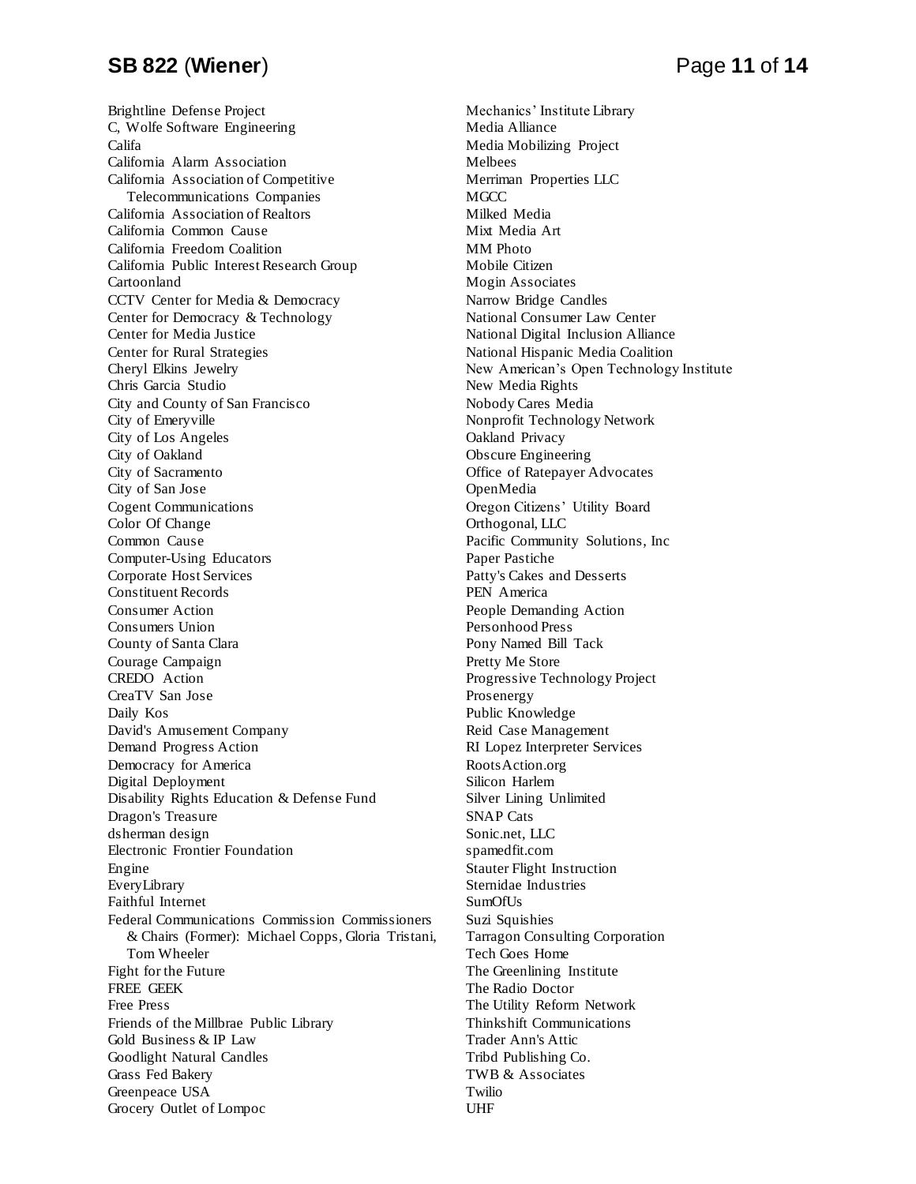Brightline Defense Project
C, Wolfe Software Engineering
Califa
California Alarm Association
California Association of Competitive Telecommunications Companies
California Association of Realtors
California Common Cause
California Freedom Coalition
California Public Interest Research Group
Cartoonland
CCTV Center for Media & Democracy
Center for Democracy & Technology
Center for Media Justice
Center for Rural Strategies
Cheryl Elkins Jewelry
Chris Garcia Studio
City and County of San Francisco
City of Emeryville
City of Los Angeles
City of Oakland
City of Sacramento
City of San Jose
Cogent Communications
Color Of Change
Common Cause
Computer-Using Educators
Corporate Host Services
Constituent Records
Consumer Action
Consumers Union
County of Santa Clara
Courage Campaign
CREDO Action
CreaTV San Jose
Daily Kos
David's Amusement Company
Demand Progress Action
Democracy for America
Digital Deployment
Disability Rights Education & Defense Fund
Dragon's Treasure
dsherman design
Electronic Frontier Foundation
Engine
EveryLibrary
Faithful Internet
Federal Communications Commission Commissioners & Chairs (Former): Michael Copps, Gloria Tristani, Tom Wheeler
Fight for the Future
FREE GEEK
Free Press
Friends of the Millbrae Public Library
Gold Business & IP Law
Goodlight Natural Candles
Grass Fed Bakery
Greenpeace USA
Grocery Outlet of Lompoc
Mechanics' Institute Library
Media Alliance
Media Mobilizing Project
Melbees
Merriman Properties LLC
MGCC
Milked Media
Mixt Media Art
MM Photo
Mobile Citizen
Mogin Associates
Narrow Bridge Candles
National Consumer Law Center
National Digital Inclusion Alliance
National Hispanic Media Coalition
New American's Open Technology Institute
New Media Rights
Nobody Cares Media
Nonprofit Technology Network
Oakland Privacy
Obscure Engineering
Office of Ratepayer Advocates
OpenMedia
Oregon Citizens' Utility Board
Orthogonal, LLC
Pacific Community Solutions, Inc
Paper Pastiche
Patty's Cakes and Desserts
PEN America
People Demanding Action
Personhood Press
Pony Named Bill Tack
Pretty Me Store
Progressive Technology Project
Prosenergy
Public Knowledge
Reid Case Management
RI Lopez Interpreter Services
RootsAction.org
Silicon Harlem
Silver Lining Unlimited
SNAP Cats
Sonic.net, LLC
spamedfit.com
Stauter Flight Instruction
Sternidae Industries
SumOfUs
Suzi Squishies
Tarragon Consulting Corporation
Tech Goes Home
The Greenlining Institute
The Radio Doctor
The Utility Reform Network
Thinkshift Communications
Trader Ann's Attic
Tribd Publishing Co.
TWB & Associates
Twilio
UHF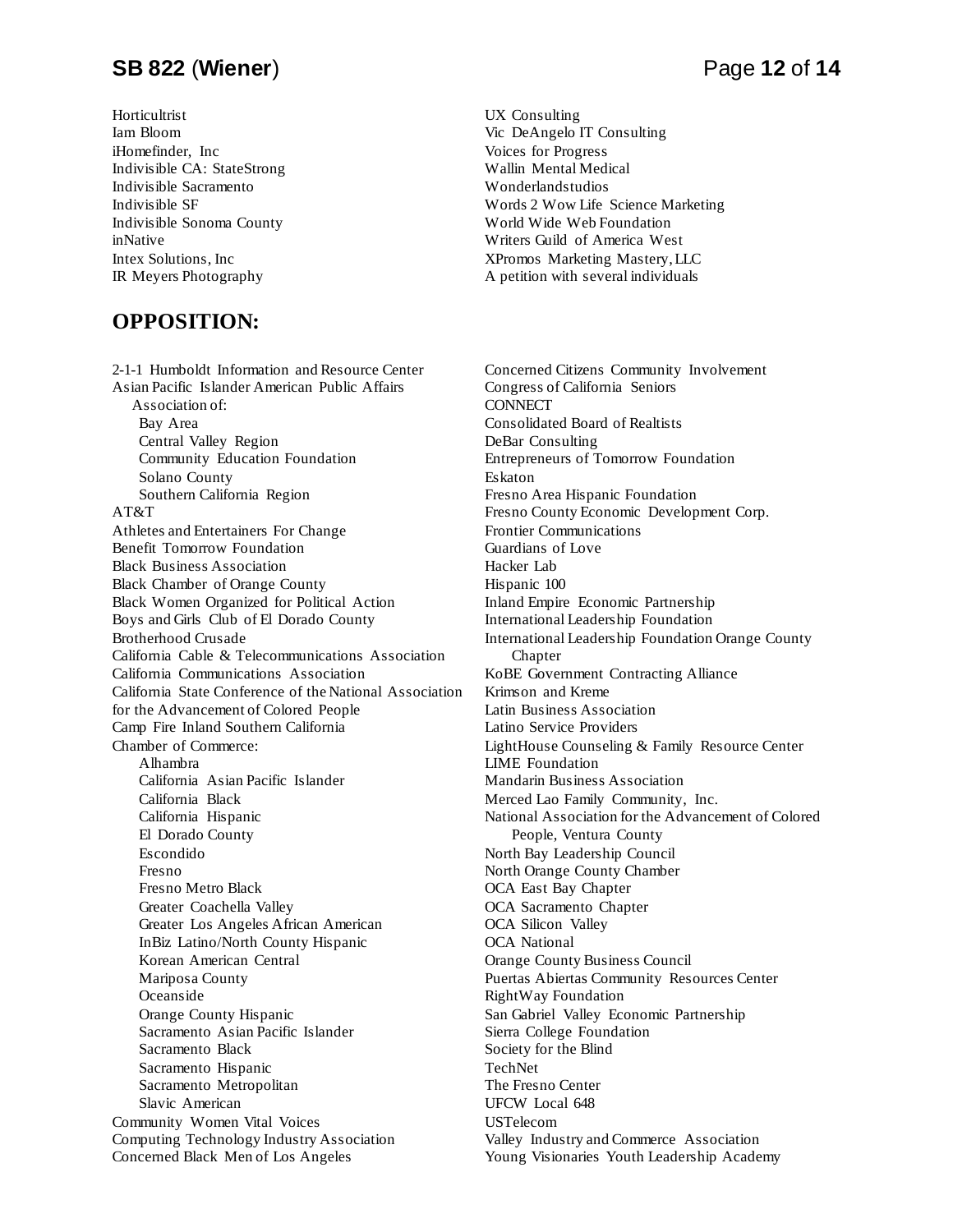Horticultrist
Iam Bloom
iHomefinder, Inc
Indivisible CA: StateStrong
Indivisible Sacramento
Indivisible SF
Indivisible Sonoma County
inNative
Intex Solutions, Inc
IR Meyers Photography
UX Consulting
Vic DeAngelo IT Consulting
Voices for Progress
Wallin Mental Medical
Wonderlandstudios
Words 2 Wow Life Science Marketing
World Wide Web Foundation
Writers Guild of America West
XPromos Marketing Mastery, LLC
A petition with several individuals

## OPPOSITION:

2-1-1 Humboldt Information and Resource Center
Asian Pacific Islander American Public Affairs Association of:
- Bay Area
- Central Valley Region
- Community Education Foundation
- Solano County
- Southern California Region

AT&T
Athletes and Entertainers For Change
Benefit Tomorrow Foundation
Black Business Association
Black Chamber of Orange County
Black Women Organized for Political Action
Boys and Girls Club of El Dorado County
Brotherhood Crusade
California Cable & Telecommunications Association
California Communications Association
California State Conference of the National Association for the Advancement of Colored People
Camp Fire Inland Southern California
Chamber of Commerce:
- Alhambra
- California Asian Pacific Islander
- California Black
- California Hispanic
- El Dorado County
- Escondido
- Fresno
- Fresno Metro Black
- Greater Coachella Valley
- Greater Los Angeles African American
- InBiz Latino/North County Hispanic
- Korean American Central
- Mariposa County
- Oceanside
- Orange County Hispanic
- Sacramento Asian Pacific Islander
- Sacramento Black
- Sacramento Hispanic
- Sacramento Metropolitan
- Slavic American

Community Women Vital Voices
Computing Technology Industry Association
Concerned Black Men of Los Angeles
Concerned Citizens Community Involvement
Congress of California Seniors
CONNECT
Consolidated Board of Realtists
DeBar Consulting
Entrepreneurs of Tomorrow Foundation
Eskaton
Fresno Area Hispanic Foundation
Fresno County Economic Development Corp.
Frontier Communications
Guardians of Love
Hacker Lab
Hispanic 100
Inland Empire Economic Partnership
International Leadership Foundation
International Leadership Foundation Orange County Chapter
KoBE Government Contracting Alliance
Krimson and Kreme
Latin Business Association
Latino Service Providers
LightHouse Counseling & Family Resource Center
LIME Foundation
Mandarin Business Association
Merced Lao Family Community, Inc.
National Association for the Advancement of Colored People, Ventura County
North Bay Leadership Council
North Orange County Chamber
OCA East Bay Chapter
OCA Sacramento Chapter
OCA Silicon Valley
OCA National
Orange County Business Council
Puertas Abiertas Community Resources Center
RightWay Foundation
San Gabriel Valley Economic Partnership
Sierra College Foundation
Society for the Blind
TechNet
The Fresno Center
UFCW Local 648
USTelecom
Valley Industry and Commerce Association
Young Visionaries Youth Leadership Academy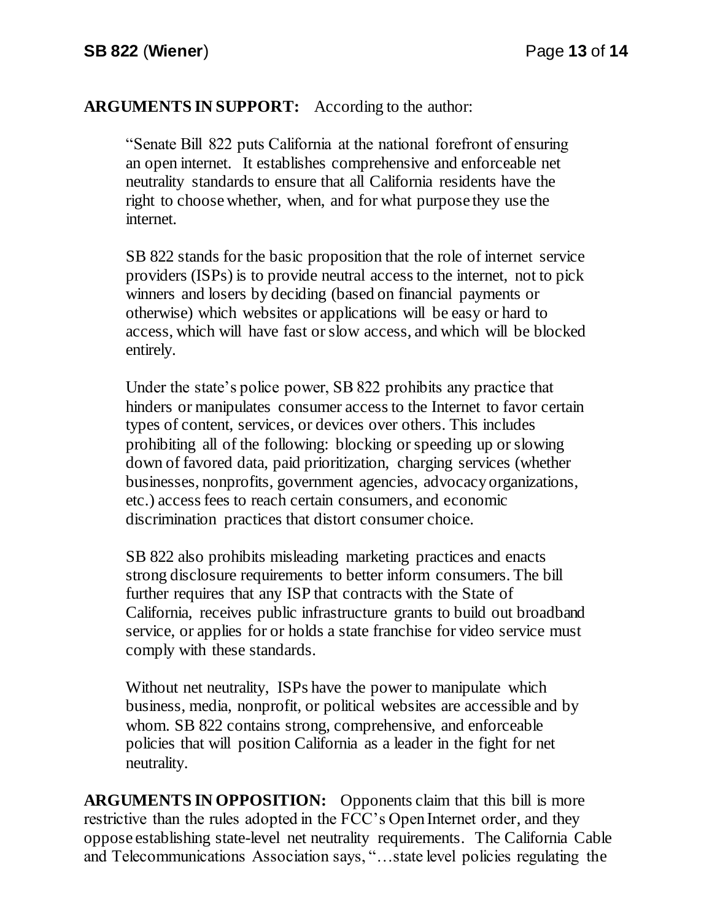**ARGUMENTS IN SUPPORT:** According to the author:

> "Senate Bill 822 puts California at the national forefront of ensuring an open internet. It establishes comprehensive and enforceable net neutrality standards to ensure that all California residents have the right to choose whether, when, and for what purpose they use the internet.
>
> SB 822 stands for the basic proposition that the role of internet service providers (ISPs) is to provide neutral access to the internet, not to pick winners and losers by deciding (based on financial payments or otherwise) which websites or applications will be easy or hard to access, which will have fast or slow access, and which will be blocked entirely.
>
> Under the state's police power, SB 822 prohibits any practice that hinders or manipulates consumer access to the Internet to favor certain types of content, services, or devices over others. This includes prohibiting all of the following: blocking or speeding up or slowing down of favored data, paid prioritization, charging services (whether businesses, nonprofits, government agencies, advocacy organizations, etc.) access fees to reach certain consumers, and economic discrimination practices that distort consumer choice.
>
> SB 822 also prohibits misleading marketing practices and enacts strong disclosure requirements to better inform consumers. The bill further requires that any ISP that contracts with the State of California, receives public infrastructure grants to build out broadband service, or applies for or holds a state franchise for video service must comply with these standards.
>
> Without net neutrality, ISPs have the power to manipulate which business, media, nonprofit, or political websites are accessible and by whom. SB 822 contains strong, comprehensive, and enforceable policies that will position California as a leader in the fight for net neutrality.

**ARGUMENTS IN OPPOSITION:** Opponents claim that this bill is more restrictive than the rules adopted in the FCC's Open Internet order, and they oppose establishing state-level net neutrality requirements. The California Cable and Telecommunications Association says, "…state level policies regulating the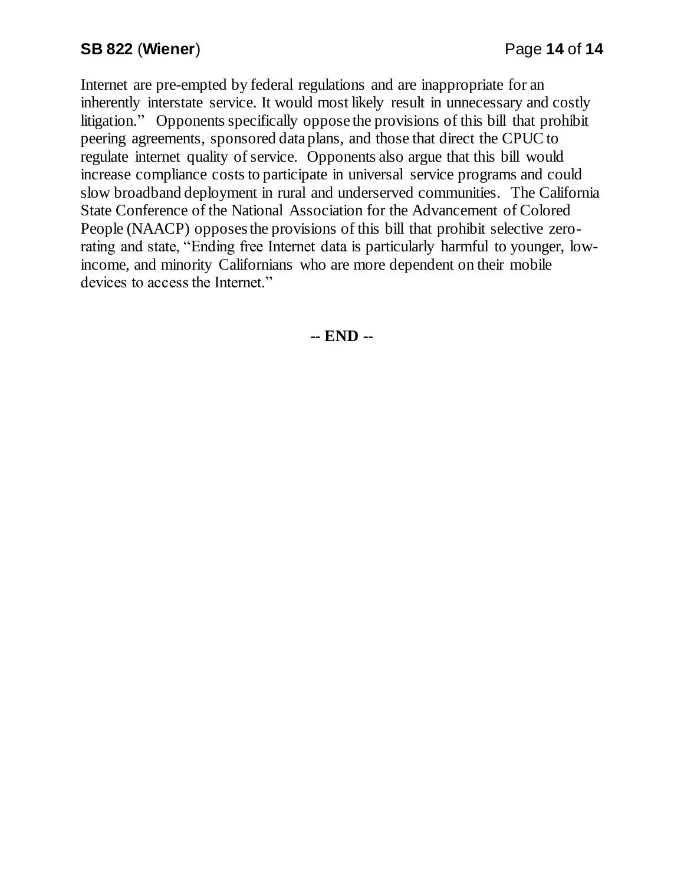Internet are pre-empted by federal regulations and are inappropriate for an inherently interstate service. It would most likely result in unnecessary and costly litigation." Opponents specifically oppose the provisions of this bill that prohibit peering agreements, sponsored data plans, and those that direct the CPUC to regulate internet quality of service. Opponents also argue that this bill would increase compliance costs to participate in universal service programs and could slow broadband deployment in rural and underserved communities. The California State Conference of the National Association for the Advancement of Colored People (NAACP) opposes the provisions of this bill that prohibit selective zero-rating and state, "Ending free Internet data is particularly harmful to younger, low-income, and minority Californians who are more dependent on their mobile devices to access the Internet."

**-- END --**